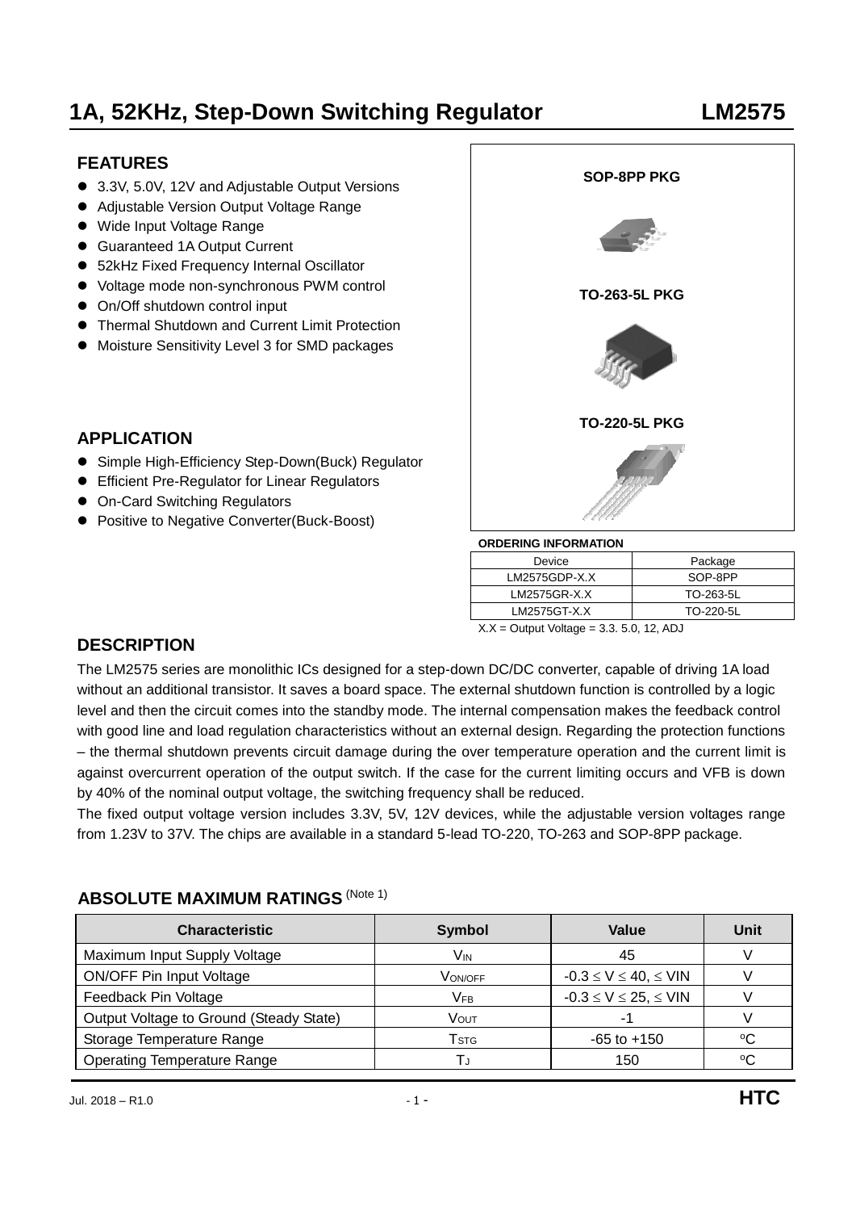# 1A, 52KHz, Step-Down Switching Regulator LM2575

## FEATURES

- 3.3V, 5.0V, 12V and Adjustable Output Versions
- Adjustable Version Output Voltage Range
- Wide Input Voltage Range
- Guaranteed 1A Output Current
- 52kHz Fixed Frequency Internal Oscillator
- Voltage mode non-synchronous PWM control
- On/Off shutdown control input
- Thermal Shutdown and Current Limit Protection
- Moisture Sensitivity Level 3 for SMD packages

SOP-8PP PKG

TO-263-5L PKG

TO-220-5L PKG

## APPLICATION

- Simple High-Efficiency Step-Down(Buck) Regulator
- Efficient Pre-Regulator for Linear Regulators
- On-Card Switching Regulators
- Positive to Negative Converter(Buck-Boost)

**ORDERING INFORMATION**

| Device | Package |
|---|---|
| LM2575GDP-X.X | SOP-8PP |
| LM2575GR-X.X | TO-263-5L |
| LM2575GT-X.X | TO-220-5L |

X.X = Output Voltage = 3.3. 5.0, 12, ADJ

## DESCRIPTION

The LM2575 series are monolithic ICs designed for a step-down DC/DC converter, capable of driving 1A load without an additional transistor. It saves a board space. The external shutdown function is controlled by a logic level and then the circuit comes into the standby mode. The internal compensation makes the feedback control with good line and load regulation characteristics without an external design. Regarding the protection functions – the thermal shutdown prevents circuit damage during the over temperature operation and the current limit is against overcurrent operation of the output switch. If the case for the current limiting occurs and VFB is down by 40% of the nominal output voltage, the switching frequency shall be reduced.

The fixed output voltage version includes 3.3V, 5V, 12V devices, while the adjustable version voltages range from 1.23V to 37V. The chips are available in a standard 5-lead TO-220, TO-263 and SOP-8PP package.

## ABSOLUTE MAXIMUM RATINGS (Note 1)

| Characteristic | Symbol | Value | Unit |
|---|---|---|---|
| Maximum Input Supply Voltage | $V_{IN}$ | 45 | V |
| ON/OFF Pin Input Voltage | $V_{ON/OFF}$ | $-0.3 \leq V \leq 40, \leq VIN$ | V |
| Feedback Pin Voltage | $V_{FB}$ | $-0.3 \leq V \leq 25, \leq VIN$ | V |
| Output Voltage to Ground (Steady State) | $V_{OUT}$ | -1 | V |
| Storage Temperature Range | $T_{STG}$ | -65 to +150 | ºC |
| Operating Temperature Range | $T_J$ | 150 | ºC |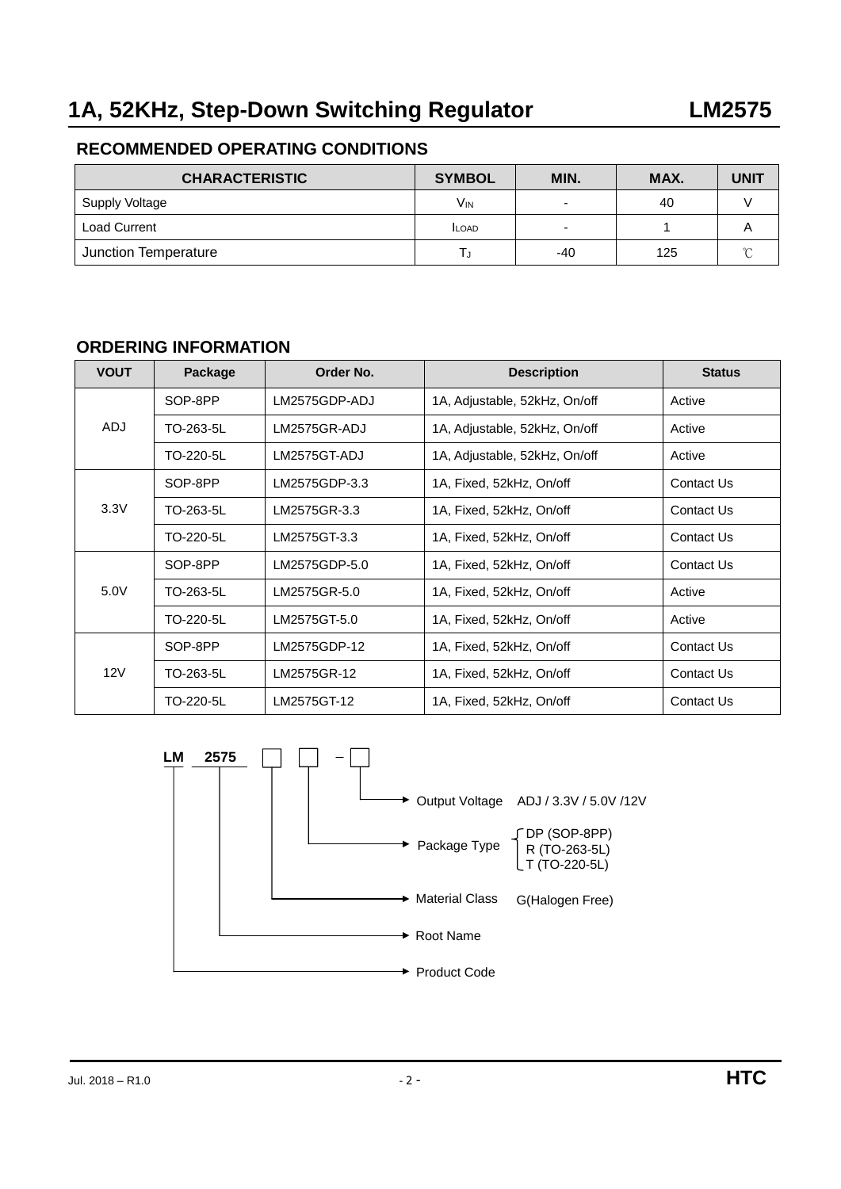## RECOMMENDED OPERATING CONDITIONS

| CHARACTERISTIC | SYMBOL | MIN. | MAX. | UNIT |
|---|---|---|---|---|
| Supply Voltage | $V_{IN}$ | - | 40 | V |
| Load Current | $I_{LOAD}$ | - | 1 | A |
| Junction Temperature | $T_J$ | -40 | 125 | ℃ |

## ORDERING INFORMATION

| VOUT | Package | Order No. | Description | Status |
|---|---|---|---|---|
| ADJ | SOP-8PP | LM2575GDP-ADJ | 1A, Adjustable, 52kHz, On/off | Active |
| | TO-263-5L | LM2575GR-ADJ | 1A, Adjustable, 52kHz, On/off | Active |
| | TO-220-5L | LM2575GT-ADJ | 1A, Adjustable, 52kHz, On/off | Active |
| 3.3V | SOP-8PP | LM2575GDP-3.3 | 1A, Fixed, 52kHz, On/off | Contact Us |
| | TO-263-5L | LM2575GR-3.3 | 1A, Fixed, 52kHz, On/off | Contact Us |
| | TO-220-5L | LM2575GT-3.3 | 1A, Fixed, 52kHz, On/off | Contact Us |
| 5.0V | SOP-8PP | LM2575GDP-5.0 | 1A, Fixed, 52kHz, On/off | Contact Us |
| | TO-263-5L | LM2575GR-5.0 | 1A, Fixed, 52kHz, On/off | Active |
| | TO-220-5L | LM2575GT-5.0 | 1A, Fixed, 52kHz, On/off | Active |
| 12V | SOP-8PP | LM2575GDP-12 | 1A, Fixed, 52kHz, On/off | Contact Us |
| | TO-263-5L | LM2575GR-12 | 1A, Fixed, 52kHz, On/off | Contact Us |
| | TO-220-5L | LM2575GT-12 | 1A, Fixed, 52kHz, On/off | Contact Us |

**LM 2575 □ □ – □**

- Output Voltage: ADJ / 3.3V / 5.0V /12V
- Package Type:
  - DP (SOP-8PP)
  - R (TO-263-5L)
  - T (TO-220-5L)
- Material Class: G(Halogen Free)
- Root Name
- Product Code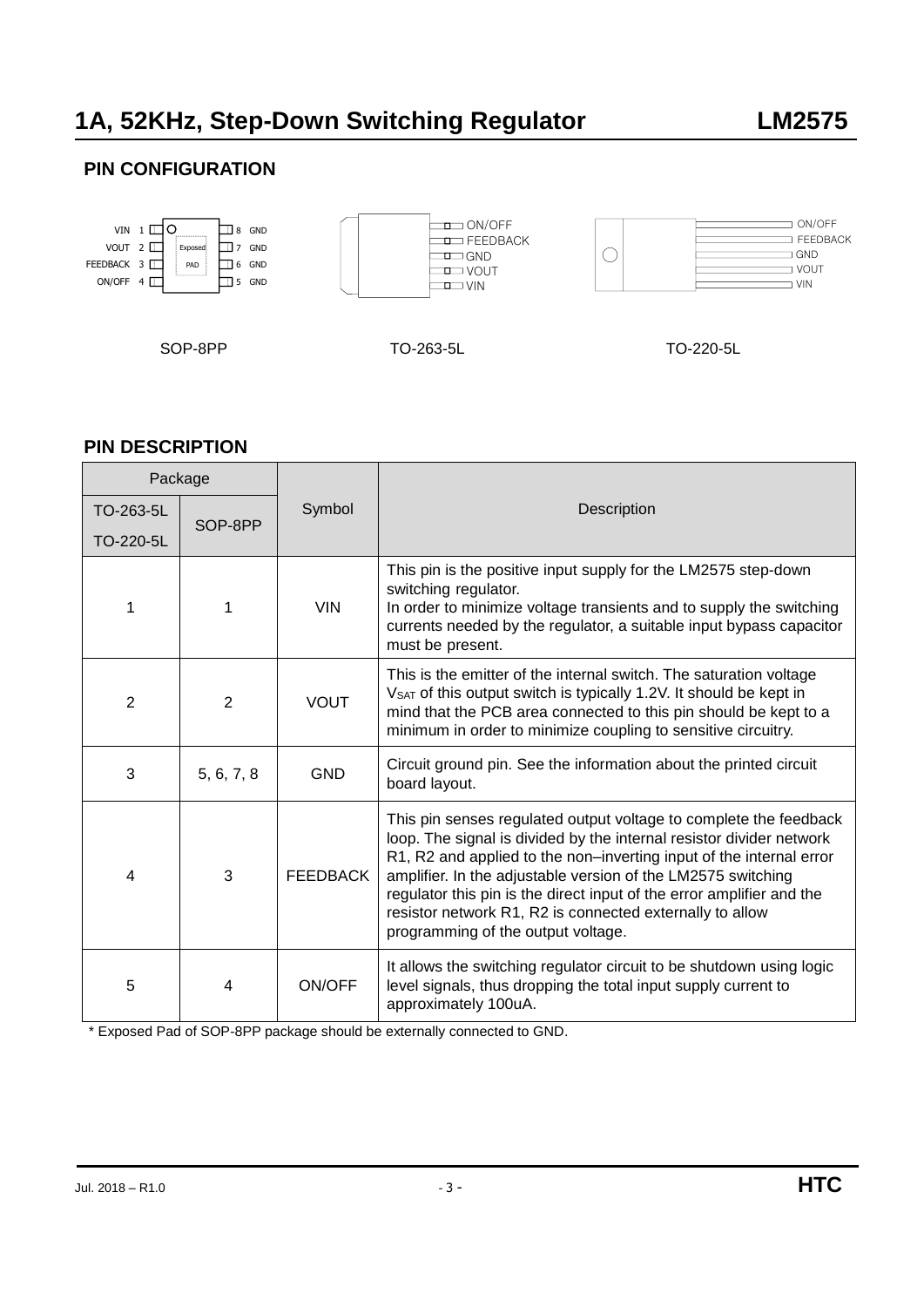## PIN CONFIGURATION

SOP-8PP

| Pin | Name | | Pin | Name |
|---|---|---|---|---|
| 1 | VIN | Exposed PAD | 8 | GND |
| 2 | VOUT | | 7 | GND |
| 3 | FEEDBACK | | 6 | GND |
| 4 | ON/OFF | | 5 | GND |

TO-263-5L: ON/OFF, FEEDBACK, GND, VOUT, VIN

TO-220-5L: ON/OFF, FEEDBACK, GND, VOUT, VIN

## PIN DESCRIPTION

| Package | | Symbol | Description |
|---|---|---|---|
| TO-263-5L TO-220-5L | SOP-8PP | | |
| 1 | 1 | VIN | This pin is the positive input supply for the LM2575 step-down switching regulator. In order to minimize voltage transients and to supply the switching currents needed by the regulator, a suitable input bypass capacitor must be present. |
| 2 | 2 | VOUT | This is the emitter of the internal switch. The saturation voltage $V_{SAT}$ of this output switch is typically 1.2V. It should be kept in mind that the PCB area connected to this pin should be kept to a minimum in order to minimize coupling to sensitive circuitry. |
| 3 | 5, 6, 7, 8 | GND | Circuit ground pin. See the information about the printed circuit board layout. |
| 4 | 3 | FEEDBACK | This pin senses regulated output voltage to complete the feedback loop. The signal is divided by the internal resistor divider network R1, R2 and applied to the non–inverting input of the internal error amplifier. In the adjustable version of the LM2575 switching regulator this pin is the direct input of the error amplifier and the resistor network R1, R2 is connected externally to allow programming of the output voltage. |
| 5 | 4 | ON/OFF | It allows the switching regulator circuit to be shutdown using logic level signals, thus dropping the total input supply current to approximately 100uA. |

* Exposed Pad of SOP-8PP package should be externally connected to GND.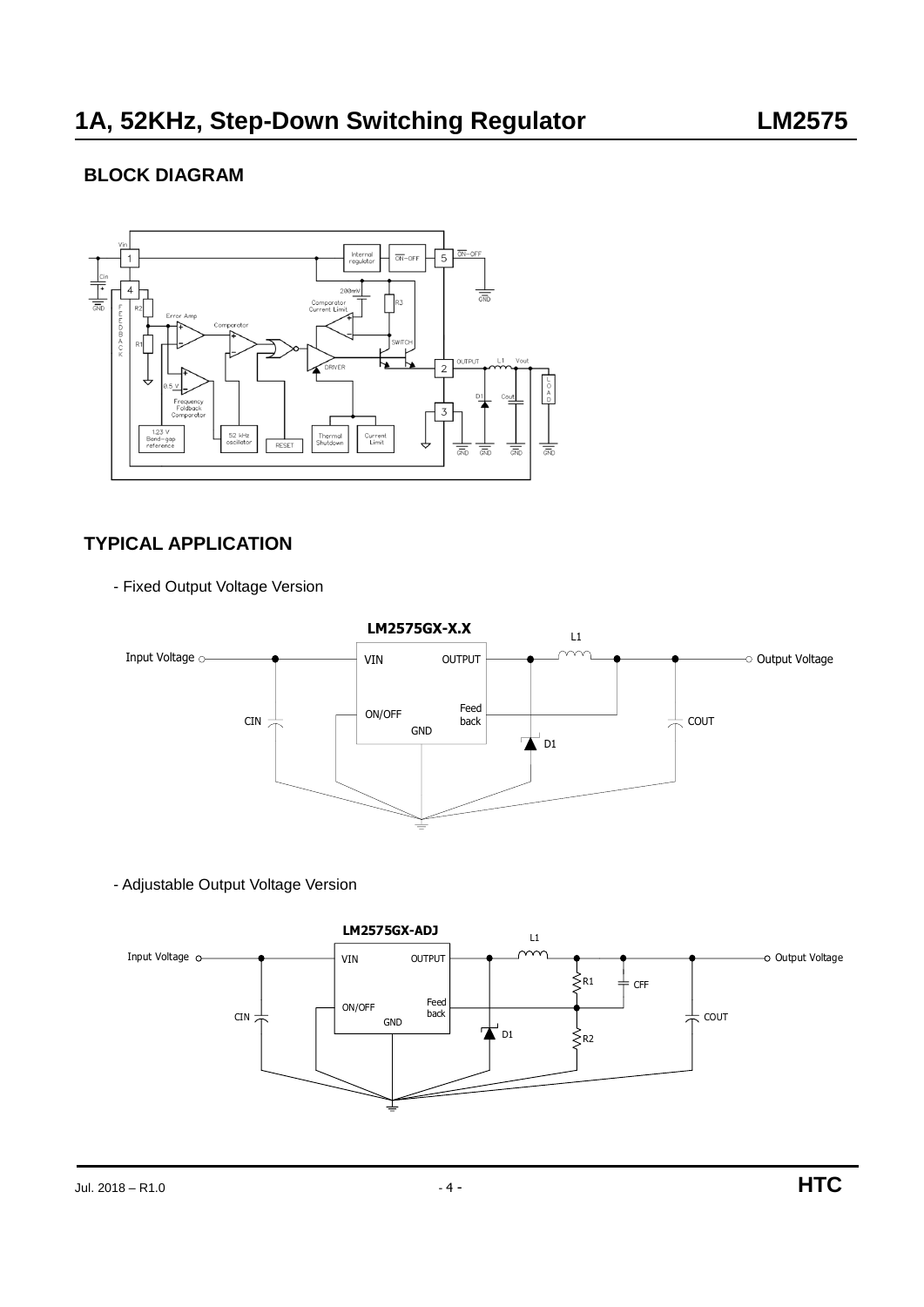## BLOCK DIAGRAM

## TYPICAL APPLICATION

- Fixed Output Voltage Version

- Adjustable Output Voltage Version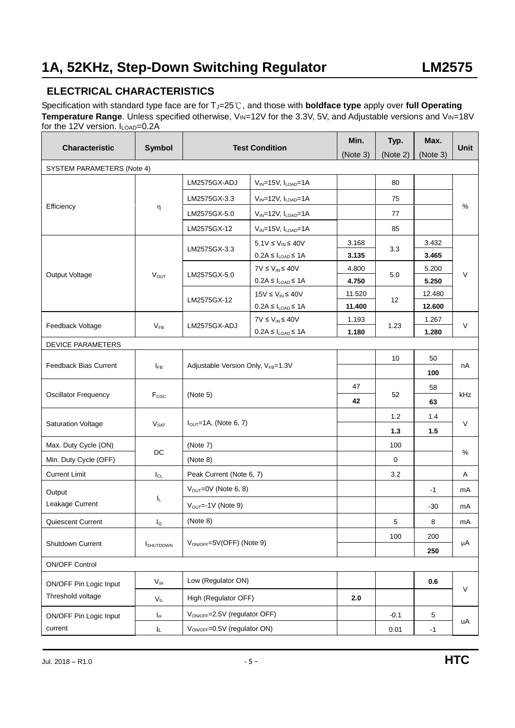## ELECTRICAL CHARACTERISTICS

Specification with standard type face are for $T_J$=25℃, and those with **boldface type** apply over **full Operating Temperature Range**. Unless specified otherwise, $V_{IN}$=12V for the 3.3V, 5V, and Adjustable versions and $V_{IN}$=18V for the 12V version. $I_{LOAD}$=0.2A

| Characteristic | Symbol | Test Condition | | Min. (Note 3) | Typ. (Note 2) | Max. (Note 3) | Unit |
|---|---|---|---|---|---|---|---|
| SYSTEM PARAMETERS (Note 4) | | | | | | | |
| Efficiency | η | LM2575GX-ADJ | $V_{IN}$=15V, $I_{LOAD}$=1A | | 80 | | % |
| | | LM2575GX-3.3 | $V_{IN}$=12V, $I_{LOAD}$=1A | | 75 | | |
| | | LM2575GX-5.0 | $V_{IN}$=12V, $I_{LOAD}$=1A | | 77 | | |
| | | LM2575GX-12 | $V_{IN}$=15V, $I_{LOAD}$=1A | | 85 | | |
| Output Voltage | $V_{OUT}$ | LM2575GX-3.3 | 5.1V ≤ $V_{IN}$ ≤ 40V | 3.168 | 3.3 | 3.432 | V |
| | | | 0.2A ≤ $I_{LOAD}$ ≤ 1A | **3.135** | | **3.465** | |
| | | LM2575GX-5.0 | 7V ≤ $V_{IN}$ ≤ 40V | 4.800 | 5.0 | 5.200 | |
| | | | 0.2A ≤ $I_{LOAD}$ ≤ 1A | **4.750** | | **5.250** | |
| | | LM2575GX-12 | 15V ≤ $V_{IN}$ ≤ 40V | 11.520 | 12 | 12.480 | |
| | | | 0.2A ≤ $I_{LOAD}$ ≤ 1A | **11.400** | | **12.600** | |
| Feedback Voltage | $V_{FB}$ | LM2575GX-ADJ | 7V ≤ $V_{IN}$ ≤ 40V | 1.193 | 1.23 | 1.267 | V |
| | | | 0.2A ≤ $I_{LOAD}$ ≤ 1A | **1.180** | | **1.280** | |
| DEVICE PARAMETERS | | | | | | | |
| Feedback Bias Current | $I_{FB}$ | Adjustable Version Only, $V_{FB}$=1.3V | | | 10 | 50 | nA |
| | | | | | | **100** | |
| Oscillator Frequency | $F_{OSC}$ | (Note 5) | | 47 | 52 | 58 | kHz |
| | | | | **42** | | **63** | |
| Saturation Voltage | $V_{SAT}$ | $I_{OUT}$=1A, (Note 6, 7) | | | 1.2 | 1.4 | V |
| | | | | | **1.3** | **1.5** | |
| Max. Duty Cycle (ON) | DC | (Note 7) | | | 100 | | % |
| Min. Duty Cycle (OFF) | | (Note 8) | | | 0 | | |
| Current Limit | $I_{CL}$ | Peak Current (Note 6, 7) | | | 3.2 | | A |
| Output Leakage Current | $I_L$ | $V_{OUT}$=0V (Note 6, 8) | | | | -1 | mA |
| | | $V_{OUT}$=-1V (Note 9) | | | | -30 | mA |
| Quiescent Current | $I_Q$ | (Note 8) | | | 5 | 8 | mA |
| Shutdown Current | $I_{SHUTDOWN}$ | $V_{ON/OFF}$=5V(OFF) (Note 9) | | | 100 | 200 | μA |
| | | | | | | **250** | |
| ON/OFF Control | | | | | | | |
| ON/OFF Pin Logic Input Threshold voltage | $V_{IH}$ | Low (Regulator ON) | | | | **0.6** | V |
| | $V_{IL}$ | High (Regulator OFF) | | **2.0** | | | |
| ON/OFF Pin Logic Input current | $I_H$ | $V_{ON/OFF}$=2.5V (regulator OFF) | | | -0.1 | 5 | uA |
| | $I_L$ | $V_{ON/OFF}$=0.5V (regulator ON) | | | 0.01 | -1 | |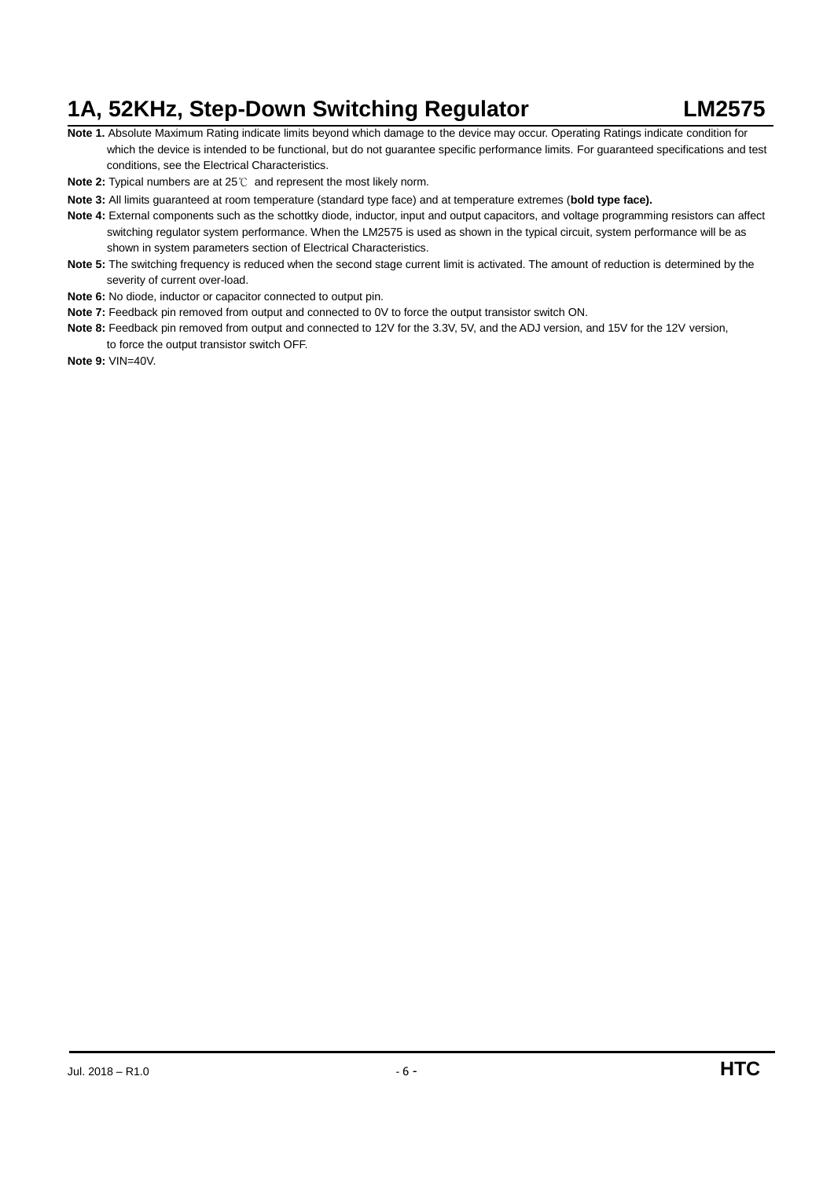**Note 1.** Absolute Maximum Rating indicate limits beyond which damage to the device may occur. Operating Ratings indicate condition for which the device is intended to be functional, but do not guarantee specific performance limits. For guaranteed specifications and test conditions, see the Electrical Characteristics.

**Note 2:** Typical numbers are at 25℃ and represent the most likely norm.

**Note 3:** All limits guaranteed at room temperature (standard type face) and at temperature extremes (**bold type face).**

**Note 4:** External components such as the schottky diode, inductor, input and output capacitors, and voltage programming resistors can affect switching regulator system performance. When the LM2575 is used as shown in the typical circuit, system performance will be as shown in system parameters section of Electrical Characteristics.

**Note 5:** The switching frequency is reduced when the second stage current limit is activated. The amount of reduction is determined by the severity of current over-load.

**Note 6:** No diode, inductor or capacitor connected to output pin.

**Note 7:** Feedback pin removed from output and connected to 0V to force the output transistor switch ON.

**Note 8:** Feedback pin removed from output and connected to 12V for the 3.3V, 5V, and the ADJ version, and 15V for the 12V version, to force the output transistor switch OFF.

**Note 9:** VIN=40V.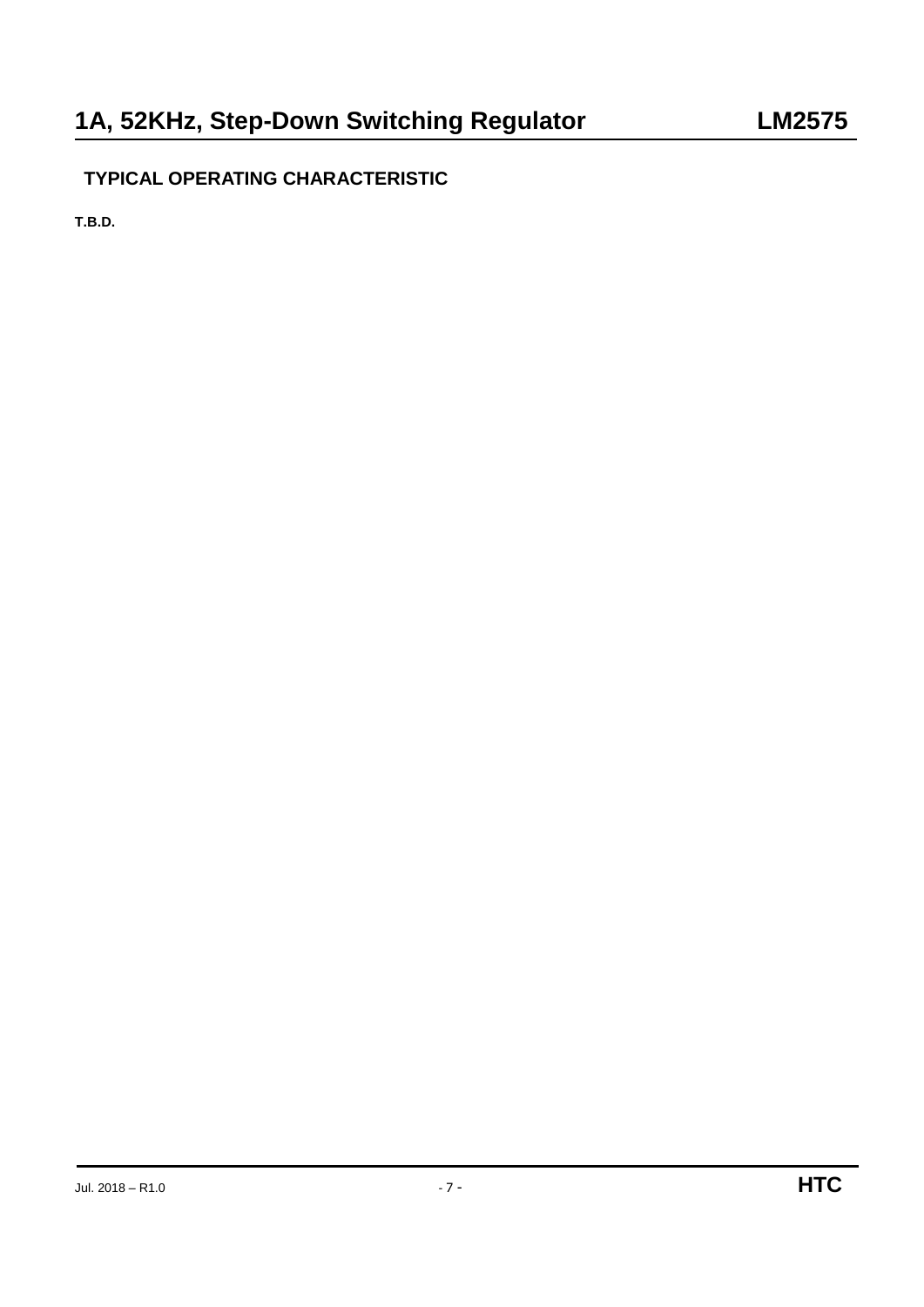## TYPICAL OPERATING CHARACTERISTIC

**T.B.D.**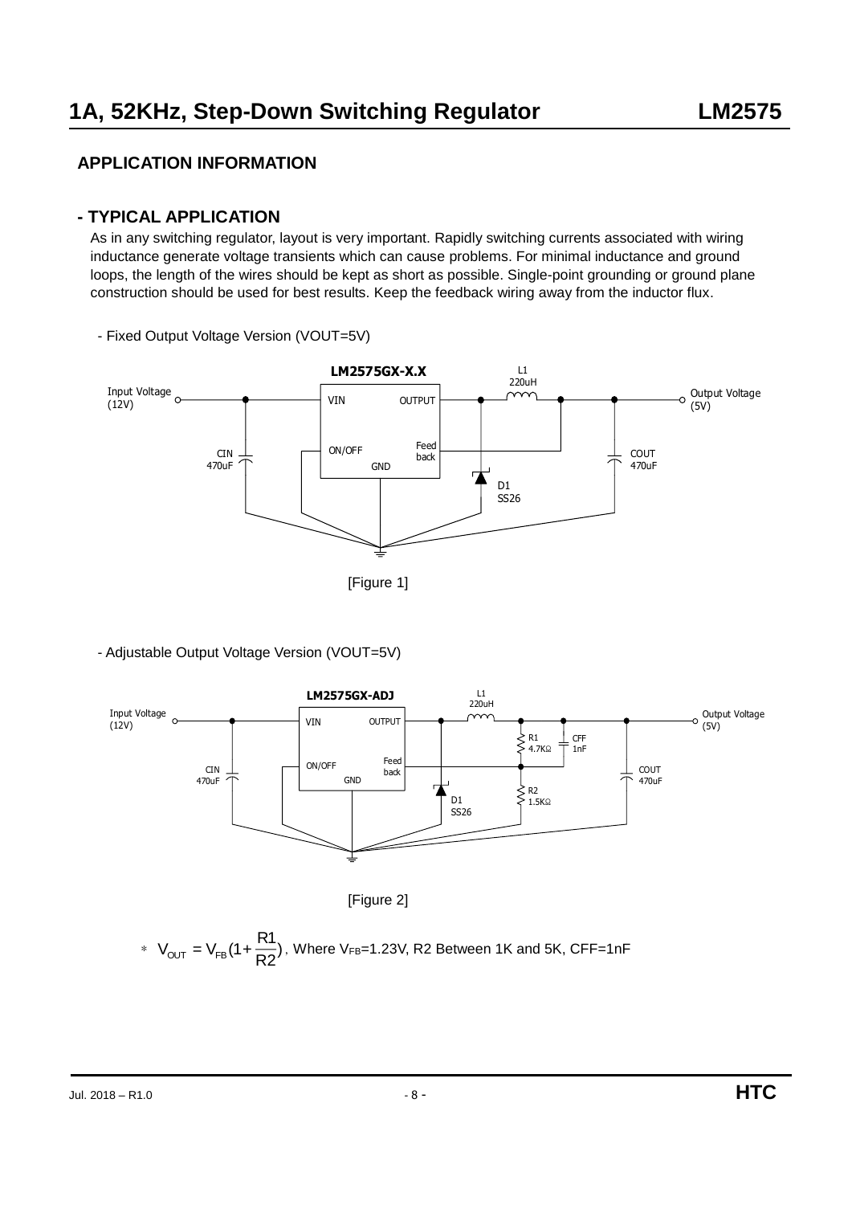## APPLICATION INFORMATION

### - TYPICAL APPLICATION

As in any switching regulator, layout is very important. Rapidly switching currents associated with wiring inductance generate voltage transients which can cause problems. For minimal inductance and ground loops, the length of the wires should be kept as short as possible. Single-point grounding or ground plane construction should be used for best results. Keep the feedback wiring away from the inductor flux.

- Fixed Output Voltage Version (VOUT=5V)

[Figure 1]

- Adjustable Output Voltage Version (VOUT=5V)

[Figure 2]

* $V_{OUT} = V_{FB}(1+\frac{R1}{R2})$, Where $V_{FB}$=1.23V, R2 Between 1K and 5K, CFF=1nF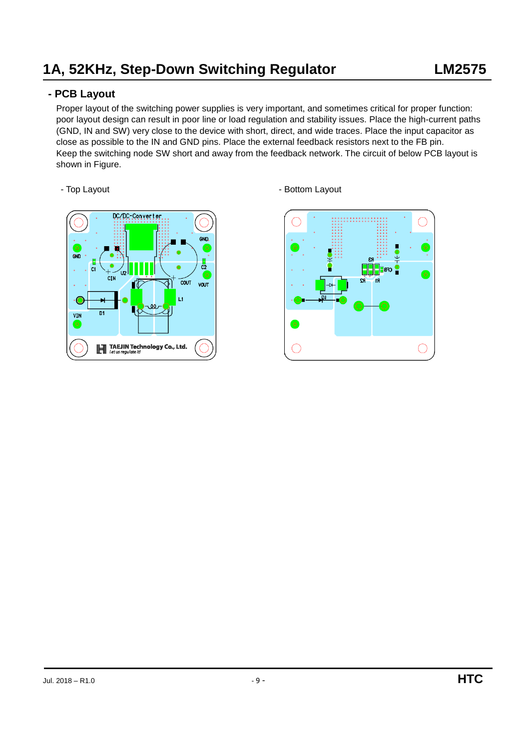## - PCB Layout

Proper layout of the switching power supplies is very important, and sometimes critical for proper function: poor layout design can result in poor line or load regulation and stability issues. Place the high-current paths (GND, IN and SW) very close to the device with short, direct, and wide traces. Place the input capacitor as close as possible to the IN and GND pins. Place the external feedback resistors next to the FB pin. Keep the switching node SW short and away from the feedback network. The circuit of below PCB layout is shown in Figure.

- Top Layout

- Bottom Layout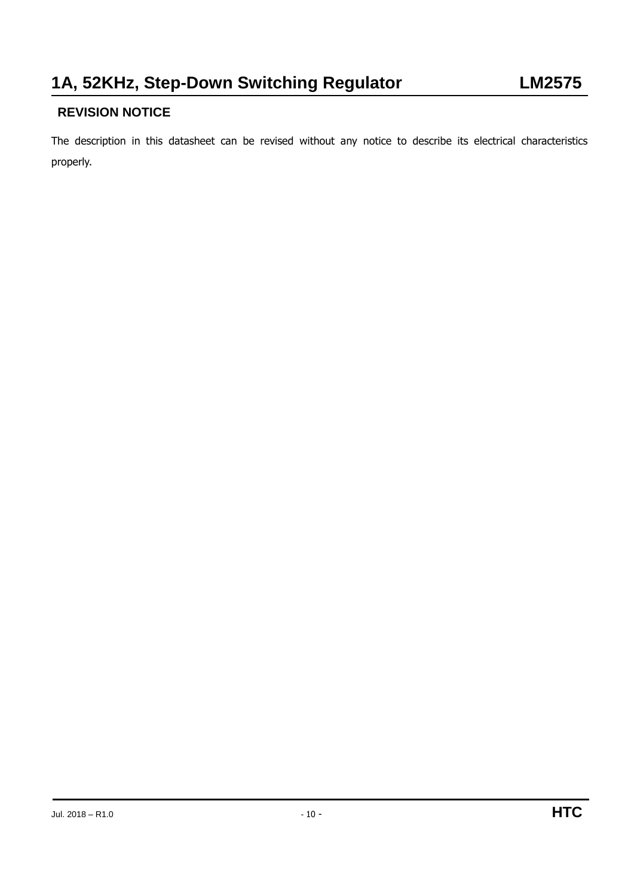## REVISION NOTICE

The description in this datasheet can be revised without any notice to describe its electrical characteristics properly.